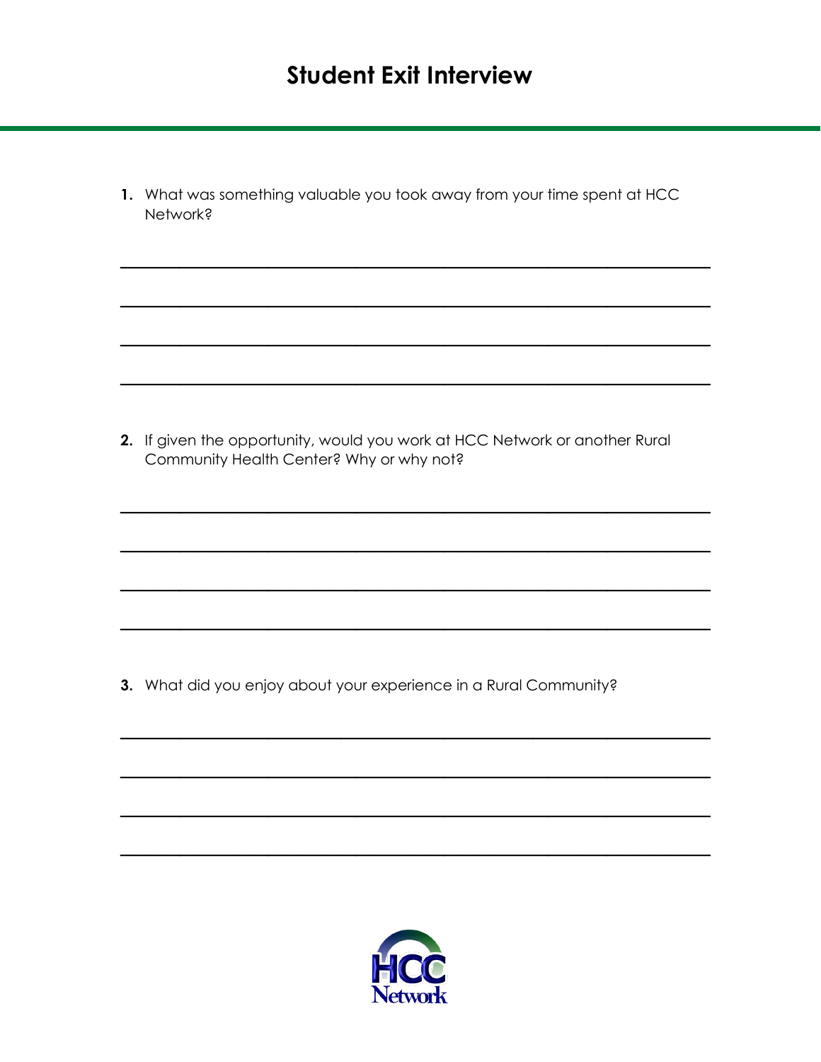# Student Exit Interview

1. What was something valuable you took away from your time spent at HCC Network?

______________________________________________________________________

______________________________________________________________________

______________________________________________________________________

______________________________________________________________________

2. If given the opportunity, would you work at HCC Network or another Rural Community Health Center? Why or why not?

______________________________________________________________________

______________________________________________________________________

______________________________________________________________________

______________________________________________________________________

3. What did you enjoy about your experience in a Rural Community?

______________________________________________________________________

______________________________________________________________________

______________________________________________________________________

______________________________________________________________________

HCC Network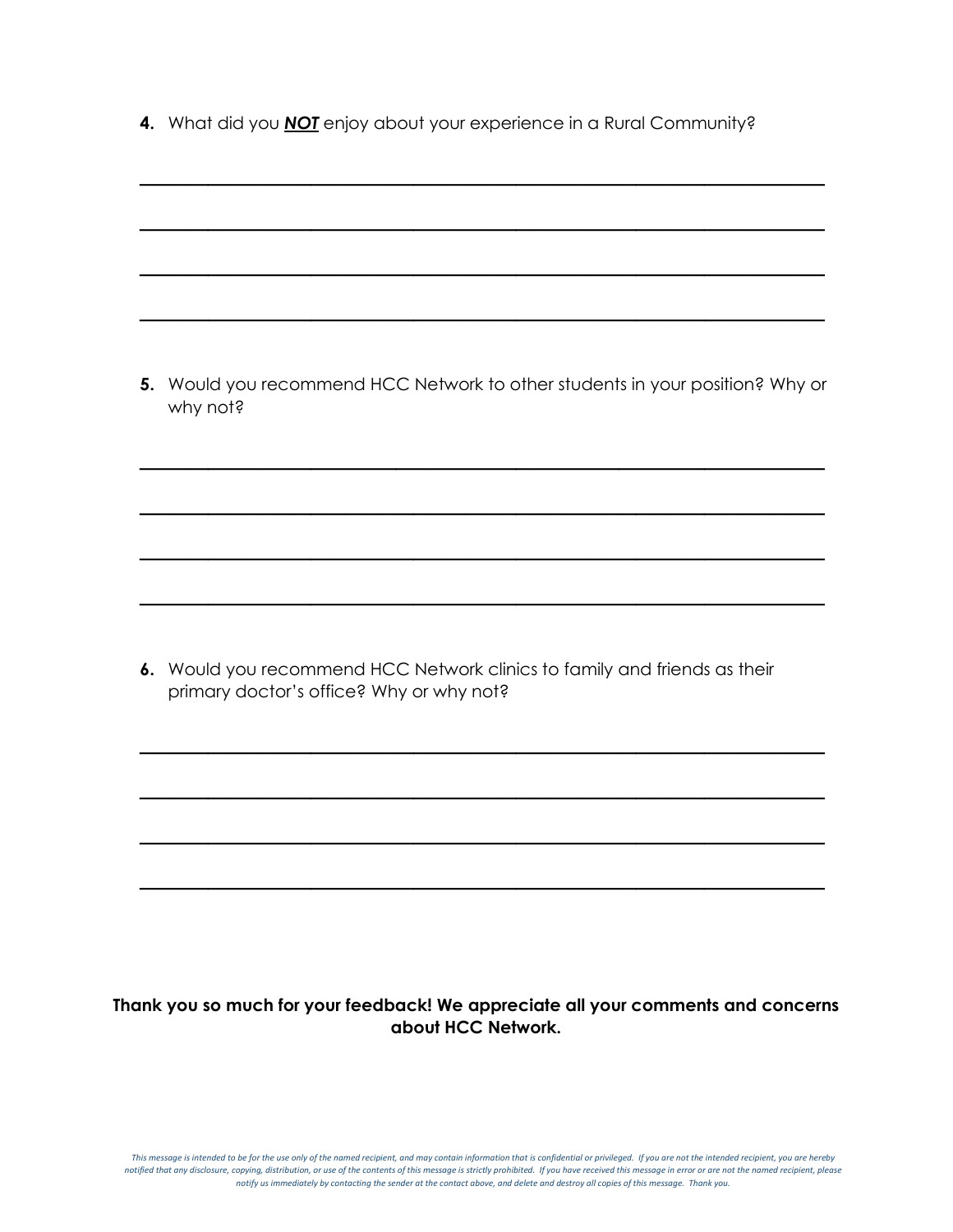4. What did you ***NOT*** enjoy about your experience in a Rural Community?

\_\_\_\_\_\_\_\_\_\_\_\_\_\_\_\_\_\_\_\_\_\_\_\_\_\_\_\_\_\_\_\_\_\_\_\_\_\_\_\_\_\_\_\_\_\_\_\_\_\_\_\_\_\_\_\_\_\_\_\_\_\_\_\_\_\_\_\_

\_\_\_\_\_\_\_\_\_\_\_\_\_\_\_\_\_\_\_\_\_\_\_\_\_\_\_\_\_\_\_\_\_\_\_\_\_\_\_\_\_\_\_\_\_\_\_\_\_\_\_\_\_\_\_\_\_\_\_\_\_\_\_\_\_\_\_\_

\_\_\_\_\_\_\_\_\_\_\_\_\_\_\_\_\_\_\_\_\_\_\_\_\_\_\_\_\_\_\_\_\_\_\_\_\_\_\_\_\_\_\_\_\_\_\_\_\_\_\_\_\_\_\_\_\_\_\_\_\_\_\_\_\_\_\_\_

\_\_\_\_\_\_\_\_\_\_\_\_\_\_\_\_\_\_\_\_\_\_\_\_\_\_\_\_\_\_\_\_\_\_\_\_\_\_\_\_\_\_\_\_\_\_\_\_\_\_\_\_\_\_\_\_\_\_\_\_\_\_\_\_\_\_\_\_

5. Would you recommend HCC Network to other students in your position? Why or why not?

\_\_\_\_\_\_\_\_\_\_\_\_\_\_\_\_\_\_\_\_\_\_\_\_\_\_\_\_\_\_\_\_\_\_\_\_\_\_\_\_\_\_\_\_\_\_\_\_\_\_\_\_\_\_\_\_\_\_\_\_\_\_\_\_\_\_\_\_

\_\_\_\_\_\_\_\_\_\_\_\_\_\_\_\_\_\_\_\_\_\_\_\_\_\_\_\_\_\_\_\_\_\_\_\_\_\_\_\_\_\_\_\_\_\_\_\_\_\_\_\_\_\_\_\_\_\_\_\_\_\_\_\_\_\_\_\_

\_\_\_\_\_\_\_\_\_\_\_\_\_\_\_\_\_\_\_\_\_\_\_\_\_\_\_\_\_\_\_\_\_\_\_\_\_\_\_\_\_\_\_\_\_\_\_\_\_\_\_\_\_\_\_\_\_\_\_\_\_\_\_\_\_\_\_\_

\_\_\_\_\_\_\_\_\_\_\_\_\_\_\_\_\_\_\_\_\_\_\_\_\_\_\_\_\_\_\_\_\_\_\_\_\_\_\_\_\_\_\_\_\_\_\_\_\_\_\_\_\_\_\_\_\_\_\_\_\_\_\_\_\_\_\_\_

6. Would you recommend HCC Network clinics to family and friends as their primary doctor's office? Why or why not?

\_\_\_\_\_\_\_\_\_\_\_\_\_\_\_\_\_\_\_\_\_\_\_\_\_\_\_\_\_\_\_\_\_\_\_\_\_\_\_\_\_\_\_\_\_\_\_\_\_\_\_\_\_\_\_\_\_\_\_\_\_\_\_\_\_\_\_\_

\_\_\_\_\_\_\_\_\_\_\_\_\_\_\_\_\_\_\_\_\_\_\_\_\_\_\_\_\_\_\_\_\_\_\_\_\_\_\_\_\_\_\_\_\_\_\_\_\_\_\_\_\_\_\_\_\_\_\_\_\_\_\_\_\_\_\_\_

\_\_\_\_\_\_\_\_\_\_\_\_\_\_\_\_\_\_\_\_\_\_\_\_\_\_\_\_\_\_\_\_\_\_\_\_\_\_\_\_\_\_\_\_\_\_\_\_\_\_\_\_\_\_\_\_\_\_\_\_\_\_\_\_\_\_\_\_

\_\_\_\_\_\_\_\_\_\_\_\_\_\_\_\_\_\_\_\_\_\_\_\_\_\_\_\_\_\_\_\_\_\_\_\_\_\_\_\_\_\_\_\_\_\_\_\_\_\_\_\_\_\_\_\_\_\_\_\_\_\_\_\_\_\_\_\_

**Thank you so much for your feedback! We appreciate all your comments and concerns about HCC Network.**

*This message is intended to be for the use only of the named recipient, and may contain information that is confidential or privileged. If you are not the intended recipient, you are hereby notified that any disclosure, copying, distribution, or use of the contents of this message is strictly prohibited. If you have received this message in error or are not the named recipient, please notify us immediately by contacting the sender at the contact above, and delete and destroy all copies of this message. Thank you.*